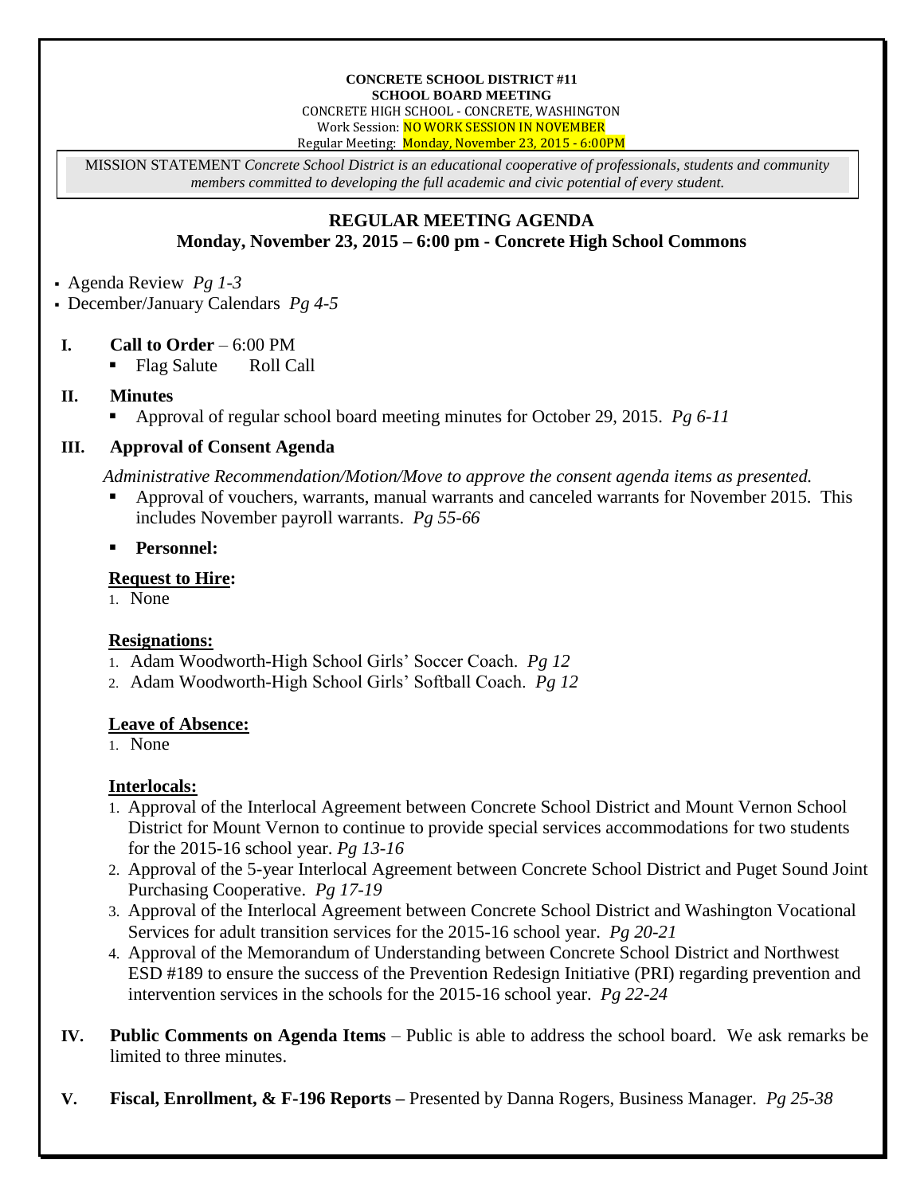**CONCRETE SCHOOL DISTRICT #11**
**SCHOOL BOARD MEETING**
CONCRETE HIGH SCHOOL - CONCRETE, WASHINGTON
Work Session: NO WORK SESSION IN NOVEMBER
Regular Meeting: Monday, November 23, 2015 - 6:00PM

MISSION STATEMENT *Concrete School District is an educational cooperative of professionals, students and community members committed to developing the full academic and civic potential of every student.*

## REGULAR MEETING AGENDA
### Monday, November 23, 2015 – 6:00 pm - Concrete High School Commons

- Agenda Review *Pg 1-3*
- December/January Calendars *Pg 4-5*

**I. Call to Order** – 6:00 PM

- Flag Salute Roll Call

**II. Minutes**

- Approval of regular school board meeting minutes for October 29, 2015. *Pg 6-11*

**III. Approval of Consent Agenda**

*Administrative Recommendation/Motion/Move to approve the consent agenda items as presented.*

- Approval of vouchers, warrants, manual warrants and canceled warrants for November 2015. This includes November payroll warrants. *Pg 55-66*
- **Personnel:**

**Request to Hire:**

1. None

**Resignations:**

1. Adam Woodworth-High School Girls' Soccer Coach. *Pg 12*
2. Adam Woodworth-High School Girls' Softball Coach. *Pg 12*

**Leave of Absence:**

1. None

**Interlocals:**

1. Approval of the Interlocal Agreement between Concrete School District and Mount Vernon School District for Mount Vernon to continue to provide special services accommodations for two students for the 2015-16 school year. *Pg 13-16*
2. Approval of the 5-year Interlocal Agreement between Concrete School District and Puget Sound Joint Purchasing Cooperative. *Pg 17-19*
3. Approval of the Interlocal Agreement between Concrete School District and Washington Vocational Services for adult transition services for the 2015-16 school year. *Pg 20-21*
4. Approval of the Memorandum of Understanding between Concrete School District and Northwest ESD #189 to ensure the success of the Prevention Redesign Initiative (PRI) regarding prevention and intervention services in the schools for the 2015-16 school year. *Pg 22-24*

**IV. Public Comments on Agenda Items** – Public is able to address the school board. We ask remarks be limited to three minutes.

**V. Fiscal, Enrollment, & F-196 Reports –** Presented by Danna Rogers, Business Manager. *Pg 25-38*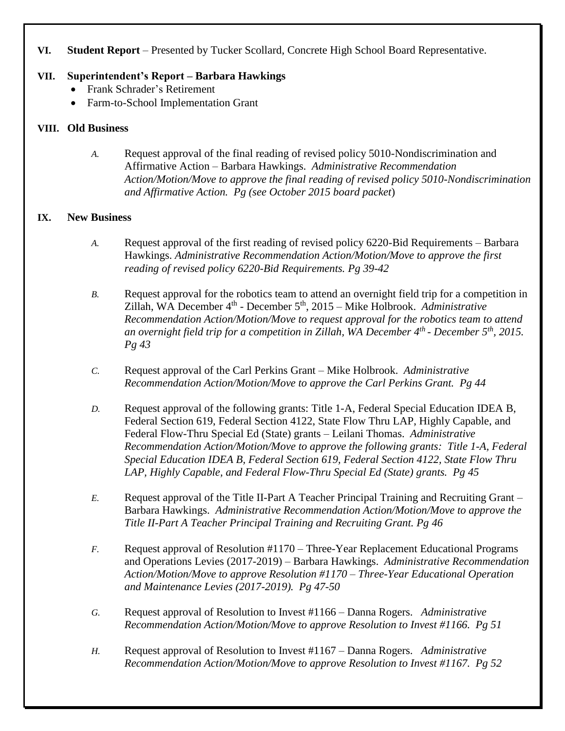**VI. Student Report** – Presented by Tucker Scollard, Concrete High School Board Representative.

**VII. Superintendent's Report – Barbara Hawkings**

- Frank Schrader's Retirement
- Farm-to-School Implementation Grant

**VIII. Old Business**

*A.* Request approval of the final reading of revised policy 5010-Nondiscrimination and Affirmative Action – Barbara Hawkings. *Administrative Recommendation Action/Motion/Move to approve the final reading of revised policy 5010-Nondiscrimination and Affirmative Action. Pg (see October 2015 board packet*)

**IX. New Business**

*A.* Request approval of the first reading of revised policy 6220-Bid Requirements – Barbara Hawkings. *Administrative Recommendation Action/Motion/Move to approve the first reading of revised policy 6220-Bid Requirements. Pg 39-42*

*B.* Request approval for the robotics team to attend an overnight field trip for a competition in Zillah, WA December 4th - December 5th, 2015 – Mike Holbrook. *Administrative Recommendation Action/Motion/Move to request approval for the robotics team to attend an overnight field trip for a competition in Zillah, WA December 4th - December 5th, 2015. Pg 43*

*C.* Request approval of the Carl Perkins Grant – Mike Holbrook. *Administrative Recommendation Action/Motion/Move to approve the Carl Perkins Grant. Pg 44*

*D.* Request approval of the following grants: Title 1-A, Federal Special Education IDEA B, Federal Section 619, Federal Section 4122, State Flow Thru LAP, Highly Capable, and Federal Flow-Thru Special Ed (State) grants – Leilani Thomas. *Administrative Recommendation Action/Motion/Move to approve the following grants: Title 1-A, Federal Special Education IDEA B, Federal Section 619, Federal Section 4122, State Flow Thru LAP, Highly Capable, and Federal Flow-Thru Special Ed (State) grants. Pg 45*

*E.* Request approval of the Title II-Part A Teacher Principal Training and Recruiting Grant – Barbara Hawkings. *Administrative Recommendation Action/Motion/Move to approve the Title II-Part A Teacher Principal Training and Recruiting Grant. Pg 46*

*F.* Request approval of Resolution #1170 – Three-Year Replacement Educational Programs and Operations Levies (2017-2019) – Barbara Hawkings. *Administrative Recommendation Action/Motion/Move to approve Resolution #1170 – Three-Year Educational Operation and Maintenance Levies (2017-2019). Pg 47-50*

*G.* Request approval of Resolution to Invest #1166 – Danna Rogers. *Administrative Recommendation Action/Motion/Move to approve Resolution to Invest #1166. Pg 51*

*H.* Request approval of Resolution to Invest #1167 – Danna Rogers. *Administrative Recommendation Action/Motion/Move to approve Resolution to Invest #1167. Pg 52*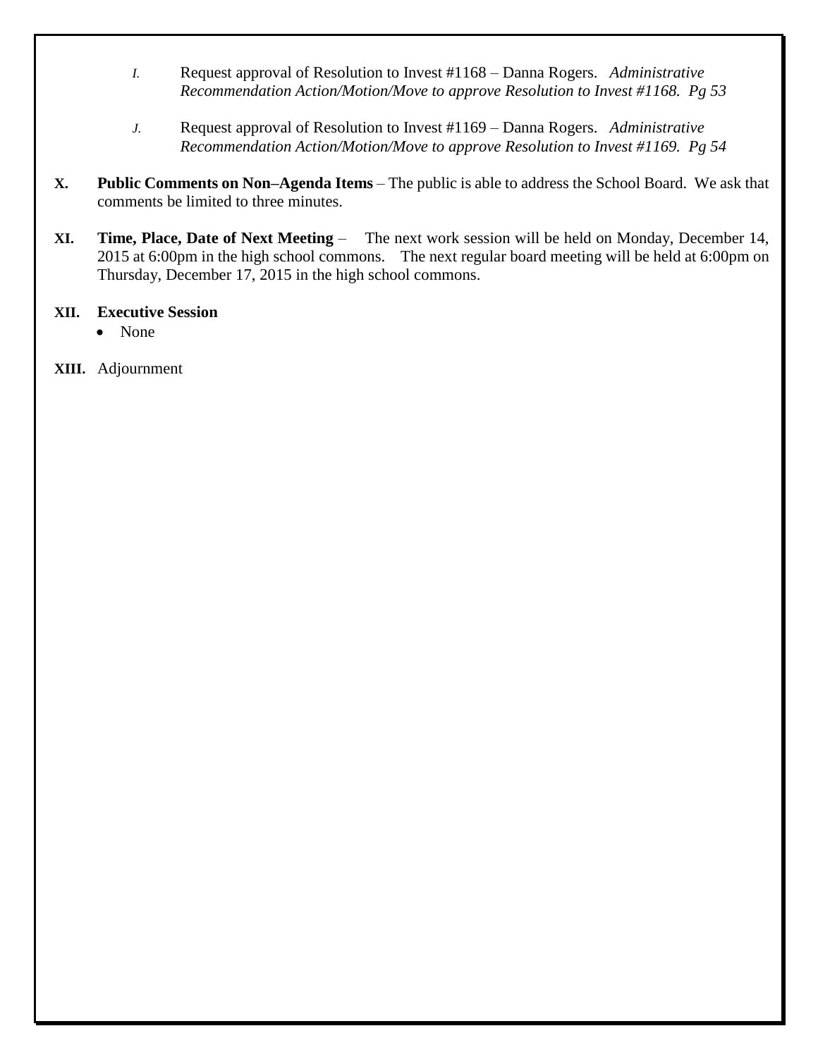*I.* Request approval of Resolution to Invest #1168 – Danna Rogers. *Administrative Recommendation Action/Motion/Move to approve Resolution to Invest #1168. Pg 53*

*J.* Request approval of Resolution to Invest #1169 – Danna Rogers. *Administrative Recommendation Action/Motion/Move to approve Resolution to Invest #1169. Pg 54*

**X. Public Comments on Non–Agenda Items** – The public is able to address the School Board. We ask that comments be limited to three minutes.

**XI. Time, Place, Date of Next Meeting** – The next work session will be held on Monday, December 14, 2015 at 6:00pm in the high school commons. The next regular board meeting will be held at 6:00pm on Thursday, December 17, 2015 in the high school commons.

**XII. Executive Session**

- None

**XIII.** Adjournment